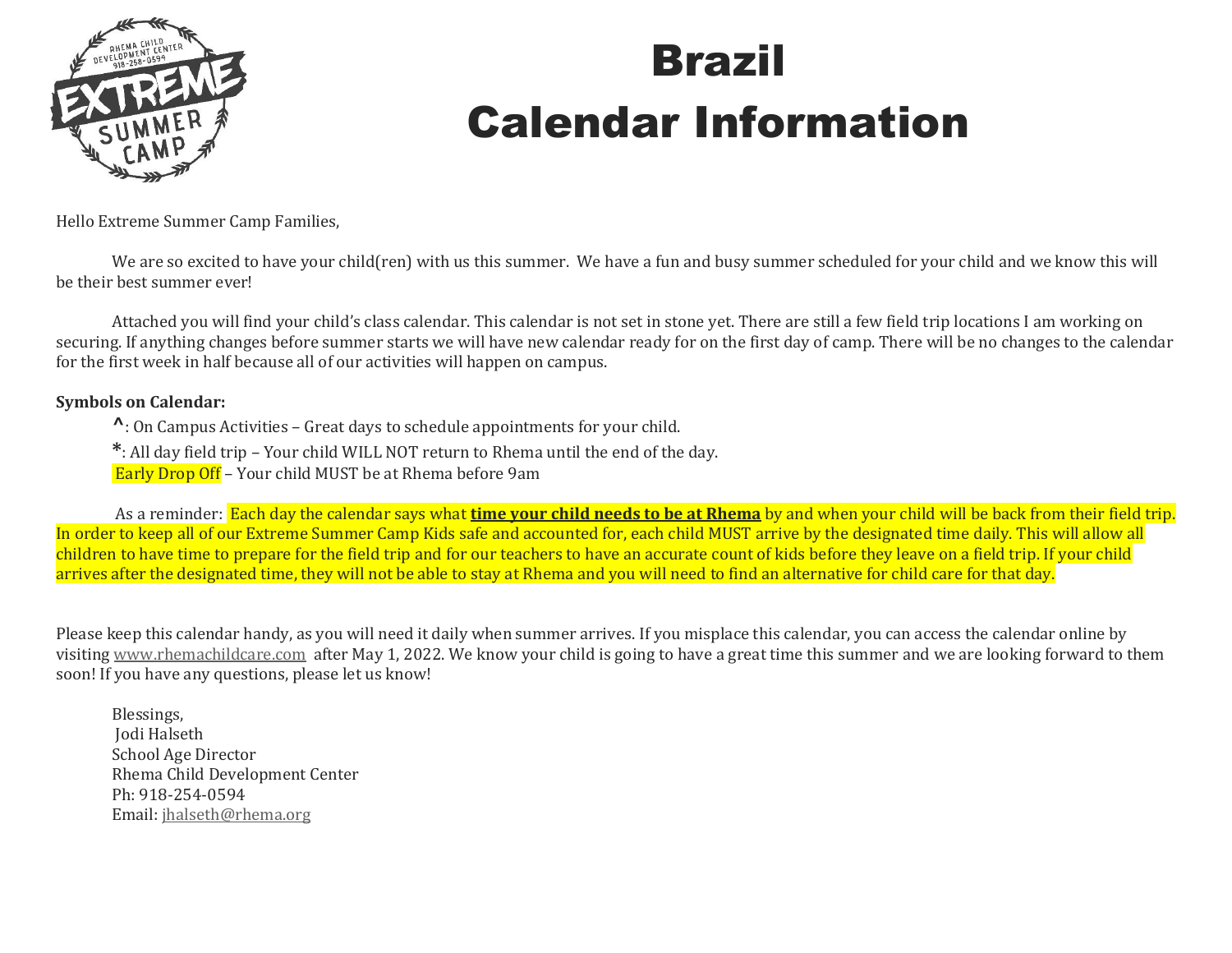# Brazil

# Calendar Information

Hello Extreme Summer Camp Families,

We are so excited to have your child(ren) with us this summer. We have a fun and busy summer scheduled for your child and we know this will be their best summer ever!

Attached you will find your child's class calendar. This calendar is not set in stone yet. There are still a few field trip locations I am working on securing. If anything changes before summer starts we will have new calendar ready for on the first day of camp. There will be no changes to the calendar for the first week in half because all of our activities will happen on campus.

**Symbols on Calendar:**

**^**: On Campus Activities – Great days to schedule appointments for your child.

**\***: All day field trip – Your child WILL NOT return to Rhema until the end of the day.

Early Drop Off – Your child MUST be at Rhema before 9am

As a reminder: Each day the calendar says what **<u>time your child needs to be at Rhema</u>** by and when your child will be back from their field trip. In order to keep all of our Extreme Summer Camp Kids safe and accounted for, each child MUST arrive by the designated time daily. This will allow all children to have time to prepare for the field trip and for our teachers to have an accurate count of kids before they leave on a field trip. If your child arrives after the designated time, they will not be able to stay at Rhema and you will need to find an alternative for child care for that day.

Please keep this calendar handy, as you will need it daily when summer arrives. If you misplace this calendar, you can access the calendar online by visiting www.rhemachildcare.com after May 1, 2022. We know your child is going to have a great time this summer and we are looking forward to them soon! If you have any questions, please let us know!

Blessings,
Jodi Halseth
School Age Director
Rhema Child Development Center
Ph: 918-254-0594
Email: jhalseth@rhema.org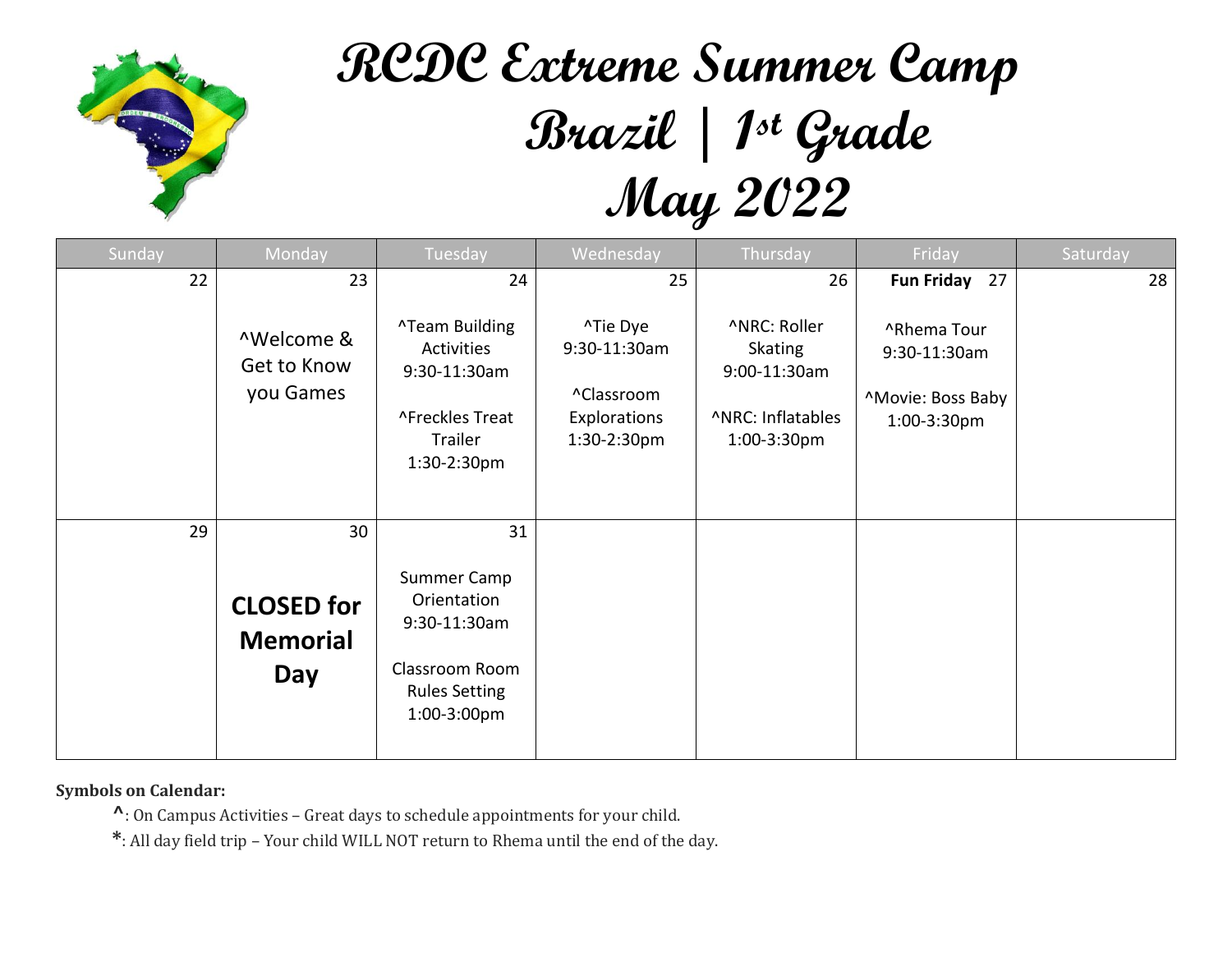# RCDC Extreme Summer Camp

# Brazil | 1st Grade

# May 2022

| Sunday | Monday | Tuesday | Wednesday | Thursday | Friday | Saturday |
|---|---|---|---|---|---|---|
| 22 | 23<br><br>^Welcome & Get to Know you Games | 24<br><br>^Team Building Activities 9:30-11:30am<br><br>^Freckles Treat Trailer 1:30-2:30pm | 25<br><br>^Tie Dye 9:30-11:30am<br><br>^Classroom Explorations 1:30-2:30pm | 26<br><br>^NRC: Roller Skating 9:00-11:30am<br><br>^NRC: Inflatables 1:00-3:30pm | **Fun Friday** 27<br><br>^Rhema Tour 9:30-11:30am<br><br>^Movie: Boss Baby 1:00-3:30pm | 28 |
| 29 | 30<br><br>**CLOSED for Memorial Day** | 31<br><br>Summer Camp Orientation 9:30-11:30am<br><br>Classroom Room Rules Setting 1:00-3:00pm | | | | |

**Symbols on Calendar:**

- **^**: On Campus Activities – Great days to schedule appointments for your child.
- *: All day field trip – Your child WILL NOT return to Rhema until the end of the day.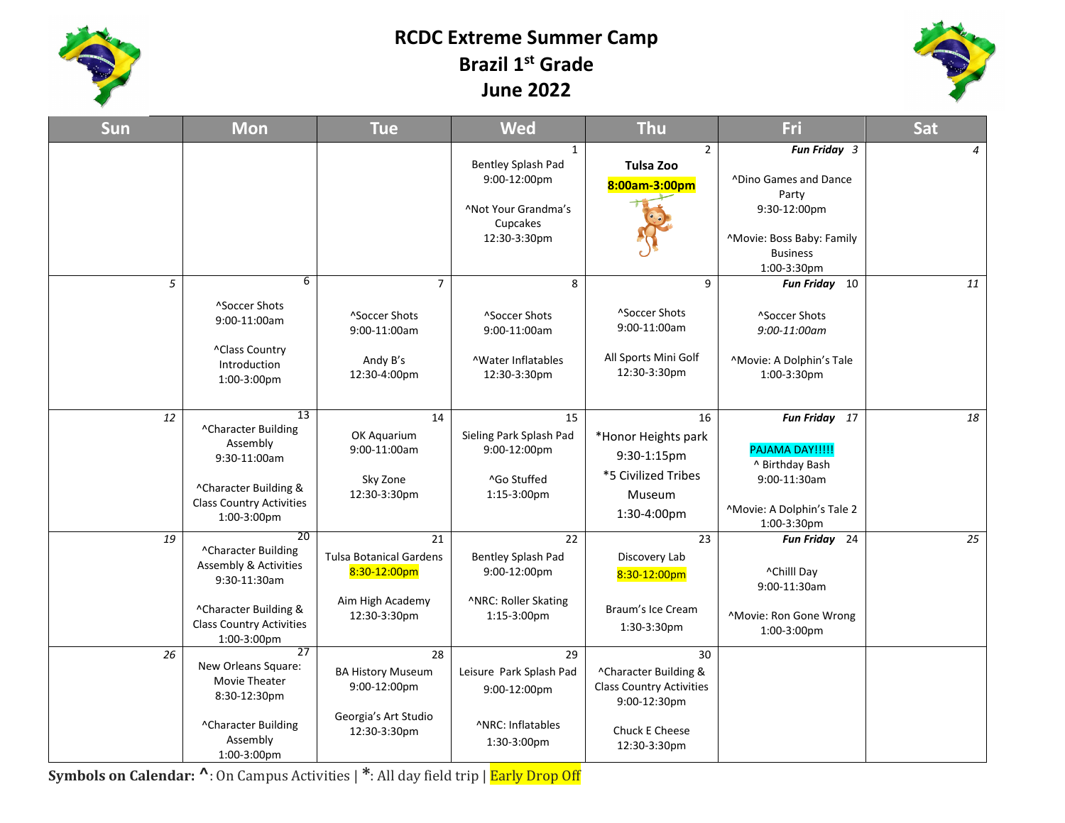# RCDC Extreme Summer Camp
## Brazil 1st Grade
## June 2022

| Sun | Mon | Tue | Wed | Thu | Fri | Sat |
|---|---|---|---|---|---|---|
| | | | 1<br>Bentley Splash Pad<br>9:00-12:00pm<br><br>^Not Your Grandma's Cupcakes<br>12:30-3:30pm | 2<br>**Tulsa Zoo**<br>**8:00am-3:00pm** | ***Fun Friday*** 3<br><br>^Dino Games and Dance Party<br>9:30-12:00pm<br><br>^Movie: Boss Baby: Family Business<br>1:00-3:30pm | 4 |
| 5 | 6<br>^Soccer Shots<br>9:00-11:00am<br><br>^Class Country Introduction<br>1:00-3:00pm | 7<br>^Soccer Shots<br>9:00-11:00am<br><br>Andy B's<br>12:30-4:00pm | 8<br>^Soccer Shots<br>9:00-11:00am<br><br>^Water Inflatables<br>12:30-3:30pm | 9<br>^Soccer Shots<br>9:00-11:00am<br><br>All Sports Mini Golf<br>12:30-3:30pm | ***Fun Friday*** 10<br><br>^Soccer Shots<br>*9:00-11:00am*<br><br>^Movie: A Dolphin's Tale<br>1:00-3:30pm | 11 |
| 12 | 13<br>^Character Building Assembly<br>9:30-11:00am<br><br>^Character Building & Class Country Activities<br>1:00-3:00pm | 14<br>OK Aquarium<br>9:00-11:00am<br><br>Sky Zone<br>12:30-3:30pm | 15<br>Sieling Park Splash Pad<br>9:00-12:00pm<br><br>^Go Stuffed<br>1:15-3:00pm | 16<br>*Honor Heights park<br>9:30-1:15pm<br>*5 Civilized Tribes Museum<br>1:30-4:00pm | ***Fun Friday*** 17<br><br>PAJAMA DAY!!!!!<br>^ Birthday Bash<br>9:00-11:30am<br><br>^Movie: A Dolphin's Tale 2<br>1:00-3:30pm | 18 |
| 19 | 20<br>^Character Building Assembly & Activities<br>9:30-11:30am<br><br>^Character Building & Class Country Activities<br>1:00-3:00pm | 21<br>Tulsa Botanical Gardens<br>8:30-12:00pm<br><br>Aim High Academy<br>12:30-3:30pm | 22<br>Bentley Splash Pad<br>9:00-12:00pm<br><br>^NRC: Roller Skating<br>1:15-3:00pm | 23<br>Discovery Lab<br>8:30-12:00pm<br><br>Braum's Ice Cream<br>1:30-3:30pm | ***Fun Friday*** 24<br><br>^Chilll Day<br>9:00-11:30am<br><br>^Movie: Ron Gone Wrong<br>1:00-3:00pm | 25 |
| 26 | 27<br>New Orleans Square: Movie Theater<br>8:30-12:30pm<br><br>^Character Building Assembly<br>1:00-3:00pm | 28<br>BA History Museum<br>9:00-12:00pm<br><br>Georgia's Art Studio<br>12:30-3:30pm | 29<br>Leisure Park Splash Pad<br>9:00-12:00pm<br><br>^NRC: Inflatables<br>1:30-3:00pm | 30<br>^Character Building & Class Country Activities<br>9:00-12:30pm<br><br>Chuck E Cheese<br>12:30-3:30pm | | |

**Symbols on Calendar: ^**: On Campus Activities | **\***: All day field trip | Early Drop Off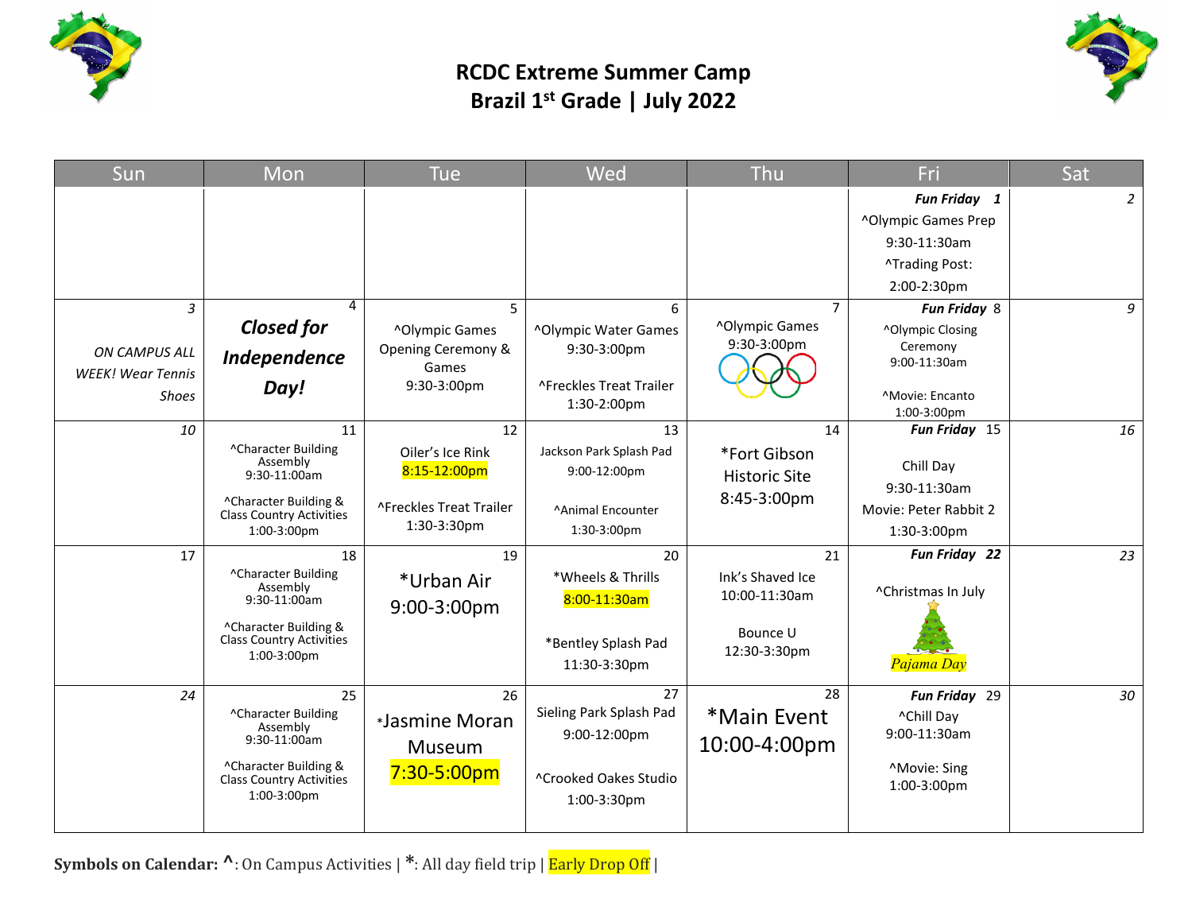# RCDC Extreme Summer Camp
## Brazil 1st Grade | July 2022

| Sun | Mon | Tue | Wed | Thu | Fri | Sat |
|---|---|---|---|---|---|---|
| | | | | | ***Fun Friday* 1** ^Olympic Games Prep 9:30-11:30am ^Trading Post: 2:00-2:30pm | 2 |
| 3 *ON CAMPUS ALL WEEK! Wear Tennis Shoes* | 4 ***Closed for Independence Day!*** | 5 ^Olympic Games Opening Ceremony & Games 9:30-3:00pm | 6 ^Olympic Water Games 9:30-3:00pm ^Freckles Treat Trailer 1:30-2:00pm | 7 ^Olympic Games 9:30-3:00pm | ***Fun Friday*** 8 ^Olympic Closing Ceremony 9:00-11:30am ^Movie: Encanto 1:00-3:00pm | 9 |
| 10 | 11 ^Character Building Assembly 9:30-11:00am ^Character Building & Class Country Activities 1:00-3:00pm | 12 Oiler's Ice Rink 8:15-12:00pm ^Freckles Treat Trailer 1:30-3:30pm | 13 Jackson Park Splash Pad 9:00-12:00pm ^Animal Encounter 1:30-3:00pm | 14 *Fort Gibson Historic Site 8:45-3:00pm | ***Fun Friday*** 15 Chill Day 9:30-11:30am Movie: Peter Rabbit 2 1:30-3:00pm | 16 |
| 17 | 18 ^Character Building Assembly 9:30-11:00am ^Character Building & Class Country Activities 1:00-3:00pm | 19 *Urban Air 9:00-3:00pm | 20 *Wheels & Thrills 8:00-11:30am *Bentley Splash Pad 11:30-3:30pm | 21 Ink's Shaved Ice 10:00-11:30am Bounce U 12:30-3:30pm | ***Fun Friday 22*** ^Christmas In July *Pajama Day* | 23 |
| 24 | 25 ^Character Building Assembly 9:30-11:00am ^Character Building & Class Country Activities 1:00-3:00pm | 26 *Jasmine Moran Museum 7:30-5:00pm | 27 Sieling Park Splash Pad 9:00-12:00pm ^Crooked Oakes Studio 1:00-3:30pm | 28 *Main Event 10:00-4:00pm | ***Fun Friday*** 29 ^Chill Day 9:00-11:30am ^Movie: Sing 1:00-3:00pm | 30 |

**Symbols on Calendar: ^**: On Campus Activities | *****: All day field trip | Early Drop Off |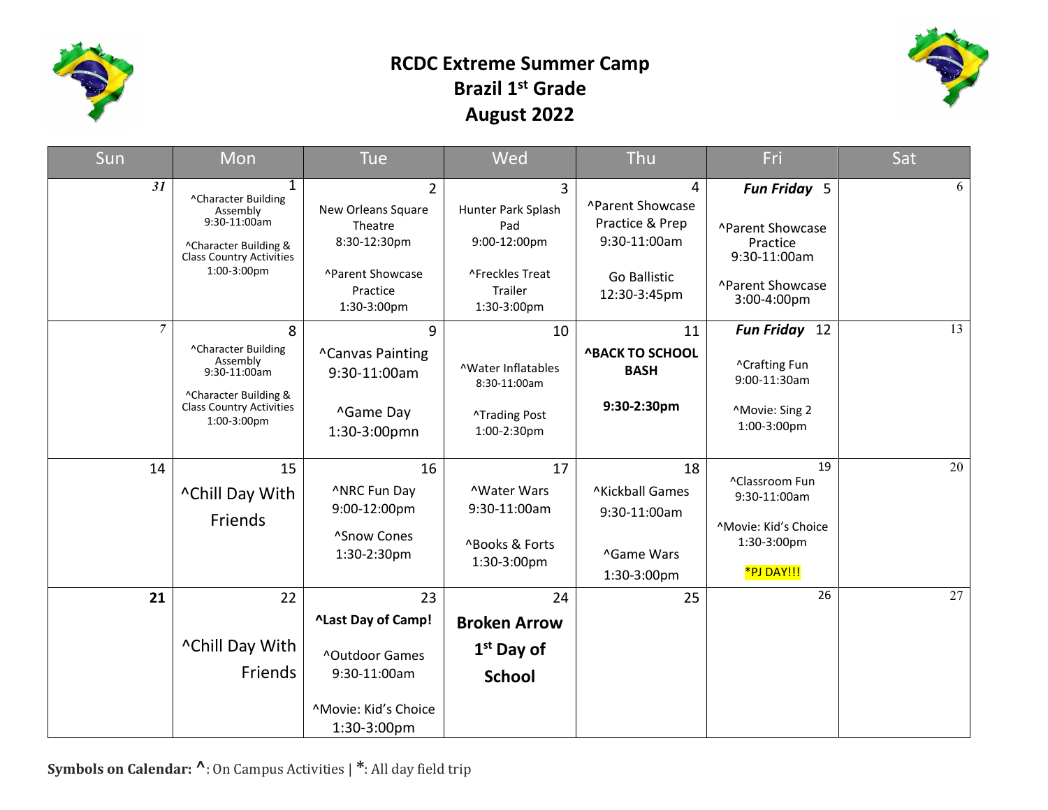# RCDC Extreme Summer Camp
## Brazil 1st Grade
## August 2022

| Sun | Mon | Tue | Wed | Thu | Fri | Sat |
|---|---|---|---|---|---|---|
| *31* | 1<br>^Character Building Assembly<br>9:30-11:00am<br>^Character Building & Class Country Activities<br>1:00-3:00pm | 2<br>New Orleans Square Theatre<br>8:30-12:30pm<br>^Parent Showcase Practice<br>1:30-3:00pm | 3<br>Hunter Park Splash Pad<br>9:00-12:00pm<br>^Freckles Treat Trailer<br>1:30-3:00pm | 4<br>^Parent Showcase Practice & Prep<br>9:30-11:00am<br>Go Ballistic<br>12:30-3:45pm | ***Fun Friday*** 5<br>^Parent Showcase Practice<br>9:30-11:00am<br>^Parent Showcase<br>3:00-4:00pm | 6 |
| 7 | 8<br>^Character Building Assembly<br>9:30-11:00am<br>^Character Building & Class Country Activities<br>1:00-3:00pm | 9<br>^Canvas Painting<br>9:30-11:00am<br>^Game Day<br>1:30-3:00pmn | 10<br>^Water Inflatables<br>8:30-11:00am<br>^Trading Post<br>1:00-2:30pm | 11<br>**^BACK TO SCHOOL BASH**<br>**9:30-2:30pm** | ***Fun Friday*** 12<br>^Crafting Fun<br>9:00-11:30am<br>^Movie: Sing 2<br>1:00-3:00pm | 13 |
| 14 | 15<br>^Chill Day With Friends | 16<br>^NRC Fun Day<br>9:00-12:00pm<br>^Snow Cones<br>1:30-2:30pm | 17<br>^Water Wars<br>9:30-11:00am<br>^Books & Forts<br>1:30-3:00pm | 18<br>^Kickball Games<br>9:30-11:00am<br>^Game Wars<br>1:30-3:00pm | 19<br>^Classroom Fun<br>9:30-11:00am<br>^Movie: Kid's Choice<br>1:30-3:00pm<br>*PJ DAY!!! | 20 |
| **21** | 22<br>^Chill Day With Friends | 23<br>**^Last Day of Camp!**<br>^Outdoor Games<br>9:30-11:00am<br>^Movie: Kid's Choice<br>1:30-3:00pm | 24<br>**Broken Arrow 1st Day of School** | 25 | 26 | 27 |

**Symbols on Calendar: ^**: On Campus Activities | **\***: All day field trip